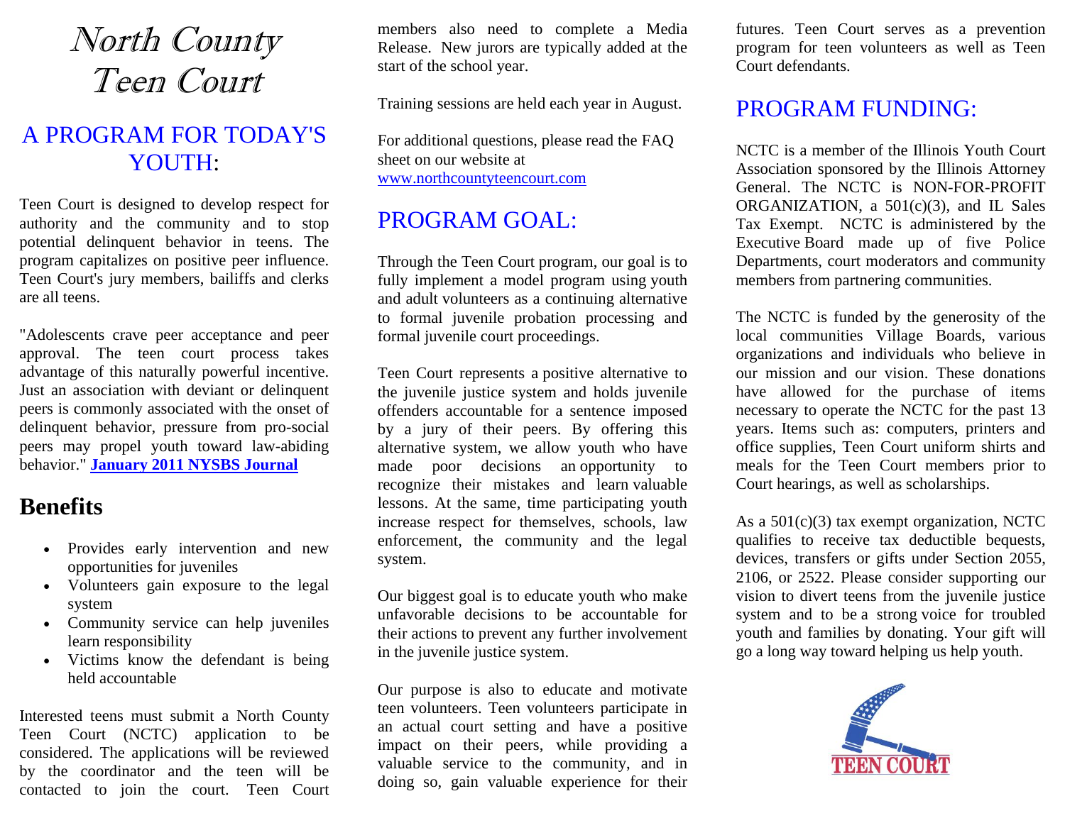# North County Teen Court

## A PROGRAM FOR TODAY'S YOUTH:

Teen Court is designed to develop respect for authority and the community and to stop potential delinquent behavior in teens. The program capitalizes on positive peer influence. Teen Court's jury members, bailiffs and clerks are all teens.

"Adolescents crave peer acceptance and peer approval. The teen court process takes advantage of this naturally powerful incentive. Just an association with deviant or delinquent peers is commonly associated with the onset of delinquent behavior, pressure from pro-social peers may propel youth toward law-abiding behavior." **January 2011 NYSBS Journal**

## Benefits

- Provides early intervention and new opportunities for juveniles
- Volunteers gain exposure to the legal system
- Community service can help juveniles learn responsibility
- Victims know the defendant is being held accountable

Interested teens must submit a North County Teen Court (NCTC) application to be considered. The applications will be reviewed by the coordinator and the teen will be contacted to join the court. Teen Court members also need to complete a Media Release. New jurors are typically added at the start of the school year.

Training sessions are held each year in August.

For additional questions, please read the FAQ sheet on our website at www.northcountyteencourt.com

## PROGRAM GOAL:

Through the Teen Court program, our goal is to fully implement a model program using youth and adult volunteers as a continuing alternative to formal juvenile probation processing and formal juvenile court proceedings.

Teen Court represents a positive alternative to the juvenile justice system and holds juvenile offenders accountable for a sentence imposed by a jury of their peers. By offering this alternative system, we allow youth who have made poor decisions an opportunity to recognize their mistakes and learn valuable lessons. At the same, time participating youth increase respect for themselves, schools, law enforcement, the community and the legal system.

Our biggest goal is to educate youth who make unfavorable decisions to be accountable for their actions to prevent any further involvement in the juvenile justice system.

Our purpose is also to educate and motivate teen volunteers. Teen volunteers participate in an actual court setting and have a positive impact on their peers, while providing a valuable service to the community, and in doing so, gain valuable experience for their futures. Teen Court serves as a prevention program for teen volunteers as well as Teen Court defendants.

## PROGRAM FUNDING:

NCTC is a member of the Illinois Youth Court Association sponsored by the Illinois Attorney General. The NCTC is NON-FOR-PROFIT ORGANIZATION, a 501(c)(3), and IL Sales Tax Exempt. NCTC is administered by the Executive Board made up of five Police Departments, court moderators and community members from partnering communities.

The NCTC is funded by the generosity of the local communities Village Boards, various organizations and individuals who believe in our mission and our vision. These donations have allowed for the purchase of items necessary to operate the NCTC for the past 13 years. Items such as: computers, printers and office supplies, Teen Court uniform shirts and meals for the Teen Court members prior to Court hearings, as well as scholarships.

As a 501(c)(3) tax exempt organization, NCTC qualifies to receive tax deductible bequests, devices, transfers or gifts under Section 2055, 2106, or 2522. Please consider supporting our vision to divert teens from the juvenile justice system and to be a strong voice for troubled youth and families by donating. Your gift will go a long way toward helping us help youth.

TEEN COURT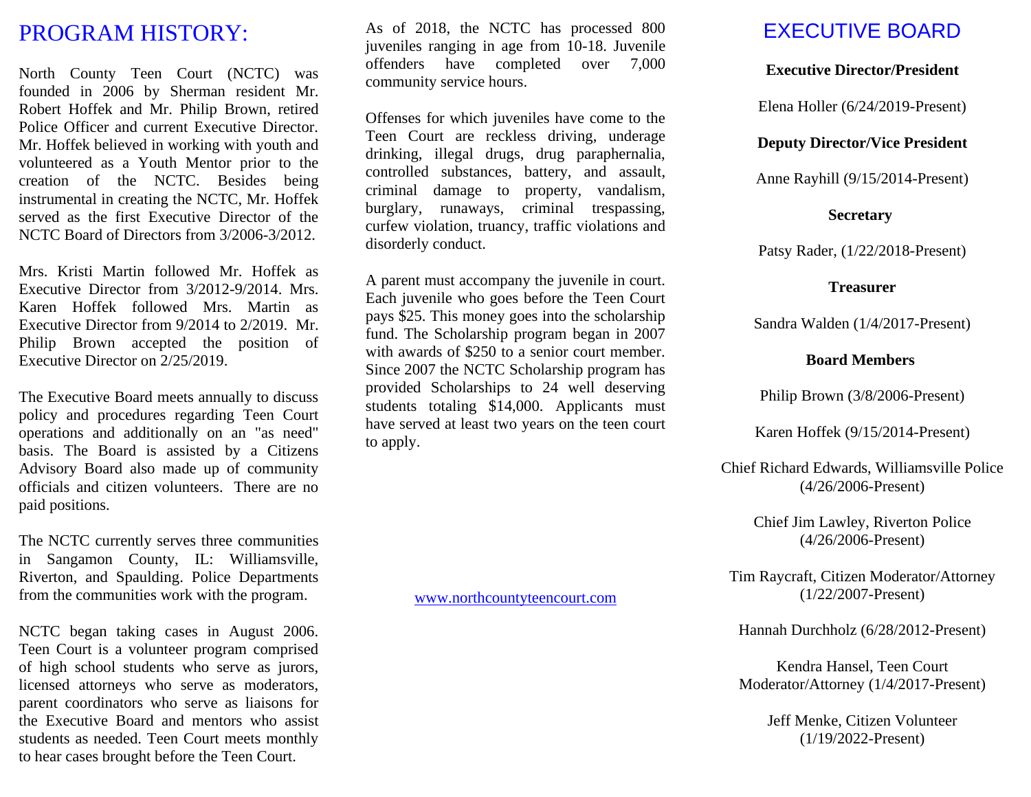# PROGRAM HISTORY:

North County Teen Court (NCTC) was founded in 2006 by Sherman resident Mr. Robert Hoffek and Mr. Philip Brown, retired Police Officer and current Executive Director. Mr. Hoffek believed in working with youth and volunteered as a Youth Mentor prior to the creation of the NCTC. Besides being instrumental in creating the NCTC, Mr. Hoffek served as the first Executive Director of the NCTC Board of Directors from 3/2006-3/2012.

Mrs. Kristi Martin followed Mr. Hoffek as Executive Director from 3/2012-9/2014. Mrs. Karen Hoffek followed Mrs. Martin as Executive Director from 9/2014 to 2/2019. Mr. Philip Brown accepted the position of Executive Director on 2/25/2019.

The Executive Board meets annually to discuss policy and procedures regarding Teen Court operations and additionally on an "as need" basis. The Board is assisted by a Citizens Advisory Board also made up of community officials and citizen volunteers. There are no paid positions.

The NCTC currently serves three communities in Sangamon County, IL: Williamsville, Riverton, and Spaulding. Police Departments from the communities work with the program.

NCTC began taking cases in August 2006. Teen Court is a volunteer program comprised of high school students who serve as jurors, licensed attorneys who serve as moderators, parent coordinators who serve as liaisons for the Executive Board and mentors who assist students as needed. Teen Court meets monthly to hear cases brought before the Teen Court.

As of 2018, the NCTC has processed 800 juveniles ranging in age from 10-18. Juvenile offenders have completed over 7,000 community service hours.

Offenses for which juveniles have come to the Teen Court are reckless driving, underage drinking, illegal drugs, drug paraphernalia, controlled substances, battery, and assault, criminal damage to property, vandalism, burglary, runaways, criminal trespassing, curfew violation, truancy, traffic violations and disorderly conduct.

A parent must accompany the juvenile in court. Each juvenile who goes before the Teen Court pays $25. This money goes into the scholarship fund. The Scholarship program began in 2007 with awards of $250 to a senior court member. Since 2007 the NCTC Scholarship program has provided Scholarships to 24 well deserving students totaling $14,000. Applicants must have served at least two years on the teen court to apply.

www.northcountyteencourt.com

# EXECUTIVE BOARD

**Executive Director/President**

Elena Holler (6/24/2019-Present)

**Deputy Director/Vice President**

Anne Rayhill (9/15/2014-Present)

**Secretary**

Patsy Rader, (1/22/2018-Present)

**Treasurer**

Sandra Walden (1/4/2017-Present)

**Board Members**

Philip Brown (3/8/2006-Present)

Karen Hoffek (9/15/2014-Present)

Chief Richard Edwards, Williamsville Police (4/26/2006-Present)

Chief Jim Lawley, Riverton Police (4/26/2006-Present)

Tim Raycraft, Citizen Moderator/Attorney (1/22/2007-Present)

Hannah Durchholz (6/28/2012-Present)

Kendra Hansel, Teen Court Moderator/Attorney (1/4/2017-Present)

Jeff Menke, Citizen Volunteer (1/19/2022-Present)